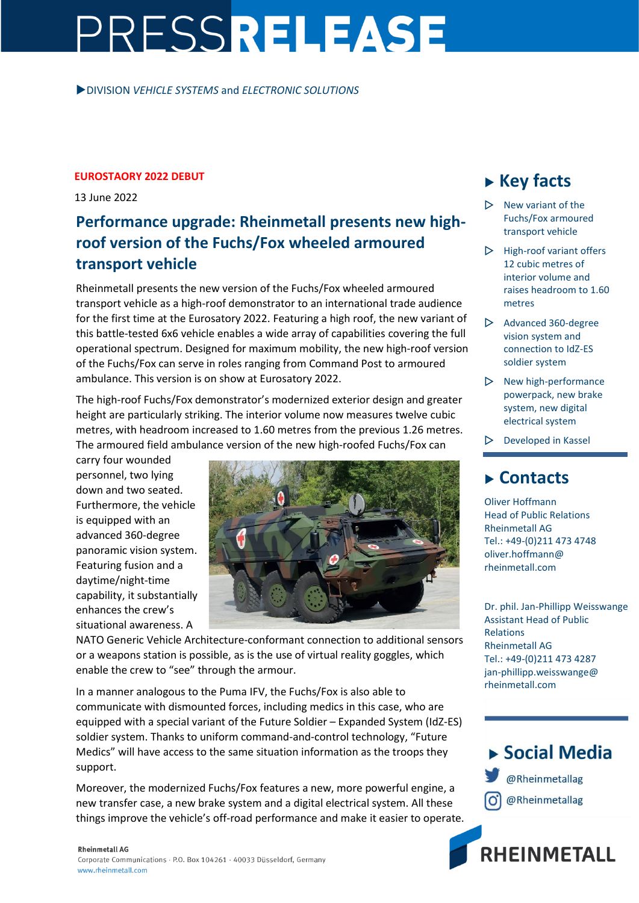# PRESSRELEASE

▶DIVISION *VEHICLE SYSTEMS* and *ELECTRONIC SOLUTIONS*

**EUROSTAORY 2022 DEBUT**

13 June 2022

## Performance upgrade: Rheinmetall presents new high-roof version of the Fuchs/Fox wheeled armoured transport vehicle

Rheinmetall presents the new version of the Fuchs/Fox wheeled armoured transport vehicle as a high-roof demonstrator to an international trade audience for the first time at the Eurosatory 2022. Featuring a high roof, the new variant of this battle-tested 6x6 vehicle enables a wide array of capabilities covering the full operational spectrum. Designed for maximum mobility, the new high-roof version of the Fuchs/Fox can serve in roles ranging from Command Post to armoured ambulance. This version is on show at Eurosatory 2022.

The high-roof Fuchs/Fox demonstrator's modernized exterior design and greater height are particularly striking. The interior volume now measures twelve cubic metres, with headroom increased to 1.60 metres from the previous 1.26 metres. The armoured field ambulance version of the new high-roofed Fuchs/Fox can carry four wounded personnel, two lying down and two seated. Furthermore, the vehicle is equipped with an advanced 360-degree panoramic vision system. Featuring fusion and a daytime/night-time capability, it substantially enhances the crew's situational awareness. A NATO Generic Vehicle Architecture-conformant connection to additional sensors or a weapons station is possible, as is the use of virtual reality goggles, which enable the crew to "see" through the armour.

In a manner analogous to the Puma IFV, the Fuchs/Fox is also able to communicate with dismounted forces, including medics in this case, who are equipped with a special variant of the Future Soldier – Expanded System (IdZ-ES) soldier system. Thanks to uniform command-and-control technology, "Future Medics" will have access to the same situation information as the troops they support.

Moreover, the modernized Fuchs/Fox features a new, more powerful engine, a new transfer case, a new brake system and a digital electrical system. All these things improve the vehicle's off-road performance and make it easier to operate.

## ▶ Key facts

- ▷ New variant of the Fuchs/Fox armoured transport vehicle
- ▷ High-roof variant offers 12 cubic metres of interior volume and raises headroom to 1.60 metres
- ▷ Advanced 360-degree vision system and connection to IdZ-ES soldier system
- ▷ New high-performance powerpack, new brake system, new digital electrical system
- ▷ Developed in Kassel

## ▶ Contacts

Oliver Hoffmann
Head of Public Relations
Rheinmetall AG
Tel.: +49-(0)211 473 4748
oliver.hoffmann@rheinmetall.com

Dr. phil. Jan-Phillipp Weisswange
Assistant Head of Public Relations
Rheinmetall AG
Tel.: +49-(0)211 473 4287
jan-phillipp.weisswange@rheinmetall.com

## ▶ Social Media

@Rheinmetallag

@Rheinmetallag

**Rheinmetall AG**
Corporate Communications · P.O. Box 104261 · 40033 Düsseldorf, Germany
www.rheinmetall.com

RHEINMETALL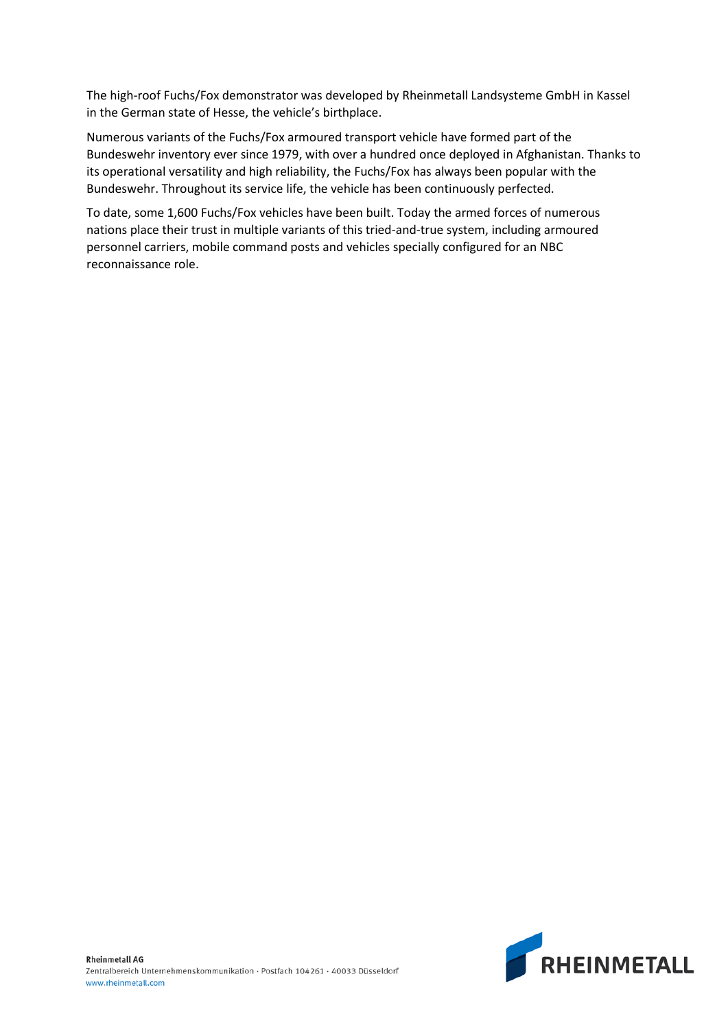The high-roof Fuchs/Fox demonstrator was developed by Rheinmetall Landsysteme GmbH in Kassel in the German state of Hesse, the vehicle's birthplace.

Numerous variants of the Fuchs/Fox armoured transport vehicle have formed part of the Bundeswehr inventory ever since 1979, with over a hundred once deployed in Afghanistan. Thanks to its operational versatility and high reliability, the Fuchs/Fox has always been popular with the Bundeswehr. Throughout its service life, the vehicle has been continuously perfected.

To date, some 1,600 Fuchs/Fox vehicles have been built. Today the armed forces of numerous nations place their trust in multiple variants of this tried-and-true system, including armoured personnel carriers, mobile command posts and vehicles specially configured for an NBC reconnaissance role.